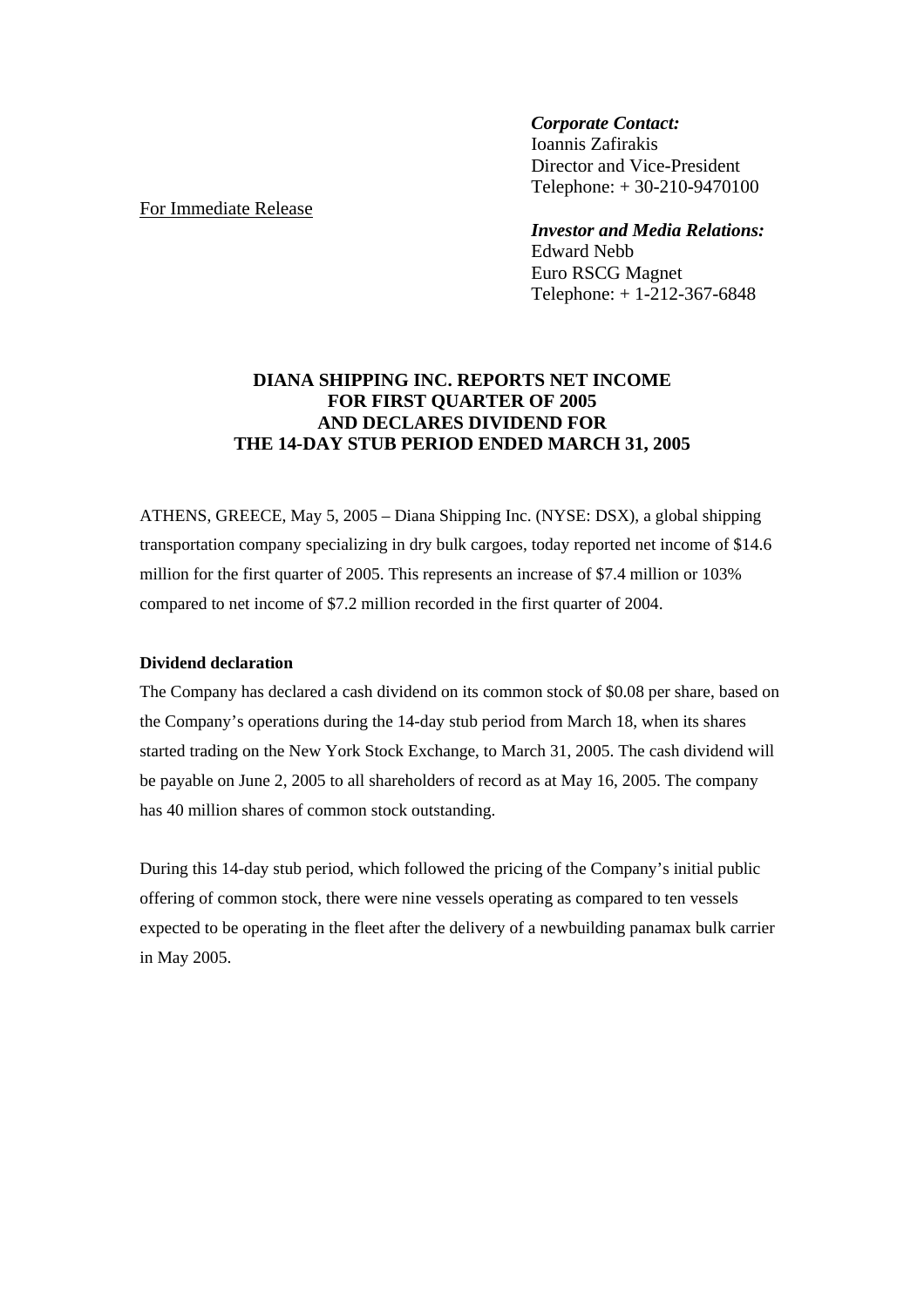*Corporate Contact:*
Ioannis Zafirakis
Director and Vice-President
Telephone: + 30-210-9470100

For Immediate Release

*Investor and Media Relations:*
Edward Nebb
Euro RSCG Magnet
Telephone: + 1-212-367-6848

# DIANA SHIPPING INC. REPORTS NET INCOME FOR FIRST QUARTER OF 2005 AND DECLARES DIVIDEND FOR THE 14-DAY STUB PERIOD ENDED MARCH 31, 2005

ATHENS, GREECE, May 5, 2005 – Diana Shipping Inc. (NYSE: DSX), a global shipping transportation company specializing in dry bulk cargoes, today reported net income of $14.6 million for the first quarter of 2005. This represents an increase of $7.4 million or 103% compared to net income of $7.2 million recorded in the first quarter of 2004.

**Dividend declaration**

The Company has declared a cash dividend on its common stock of $0.08 per share, based on the Company's operations during the 14-day stub period from March 18, when its shares started trading on the New York Stock Exchange, to March 31, 2005. The cash dividend will be payable on June 2, 2005 to all shareholders of record as at May 16, 2005. The company has 40 million shares of common stock outstanding.

During this 14-day stub period, which followed the pricing of the Company's initial public offering of common stock, there were nine vessels operating as compared to ten vessels expected to be operating in the fleet after the delivery of a newbuilding panamax bulk carrier in May 2005.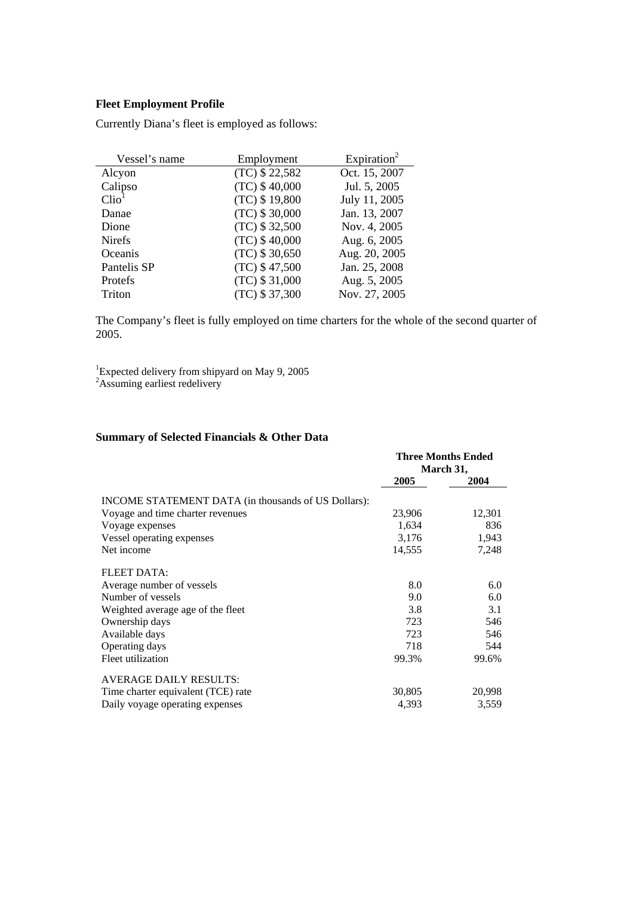## Fleet Employment Profile

Currently Diana's fleet is employed as follows:

| Vessel's name | Employment | Expiration[2] |
|---|---|---|
| Alcyon | (TC) $ 22,582 | Oct. 15, 2007 |
| Calipso | (TC) $ 40,000 | Jul. 5, 2005 |
| Clio[1] | (TC) $ 19,800 | July 11, 2005 |
| Danae | (TC) $ 30,000 | Jan. 13, 2007 |
| Dione | (TC) $ 32,500 | Nov. 4, 2005 |
| Nirefs | (TC) $ 40,000 | Aug. 6, 2005 |
| Oceanis | (TC) $ 30,650 | Aug. 20, 2005 |
| Pantelis SP | (TC) $ 47,500 | Jan. 25, 2008 |
| Protefs | (TC) $ 31,000 | Aug. 5, 2005 |
| Triton | (TC) $ 37,300 | Nov. 27, 2005 |

The Company's fleet is fully employed on time charters for the whole of the second quarter of 2005.

[1]Expected delivery from shipyard on May 9, 2005
[2]Assuming earliest redelivery

## Summary of Selected Financials & Other Data

| | Three Months Ended March 31, | |
|---|---|---|
| | 2005 | 2004 |
| INCOME STATEMENT DATA (in thousands of US Dollars): | | |
| Voyage and time charter revenues | 23,906 | 12,301 |
| Voyage expenses | 1,634 | 836 |
| Vessel operating expenses | 3,176 | 1,943 |
| Net income | 14,555 | 7,248 |
| FLEET DATA: | | |
| Average number of vessels | 8.0 | 6.0 |
| Number of vessels | 9.0 | 6.0 |
| Weighted average age of the fleet | 3.8 | 3.1 |
| Ownership days | 723 | 546 |
| Available days | 723 | 546 |
| Operating days | 718 | 544 |
| Fleet utilization | 99.3% | 99.6% |
| AVERAGE DAILY RESULTS: | | |
| Time charter equivalent (TCE) rate | 30,805 | 20,998 |
| Daily voyage operating expenses | 4,393 | 3,559 |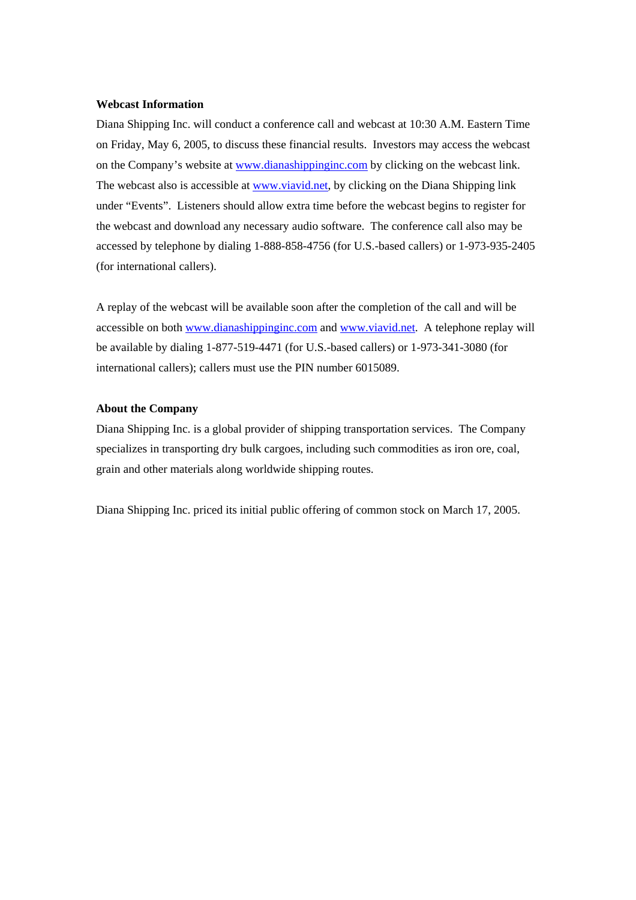**Webcast Information**

Diana Shipping Inc. will conduct a conference call and webcast at 10:30 A.M. Eastern Time on Friday, May 6, 2005, to discuss these financial results. Investors may access the webcast on the Company's website at www.dianashippinginc.com by clicking on the webcast link. The webcast also is accessible at www.viavid.net, by clicking on the Diana Shipping link under "Events". Listeners should allow extra time before the webcast begins to register for the webcast and download any necessary audio software. The conference call also may be accessed by telephone by dialing 1-888-858-4756 (for U.S.-based callers) or 1-973-935-2405 (for international callers).

A replay of the webcast will be available soon after the completion of the call and will be accessible on both www.dianashippinginc.com and www.viavid.net. A telephone replay will be available by dialing 1-877-519-4471 (for U.S.-based callers) or 1-973-341-3080 (for international callers); callers must use the PIN number 6015089.

**About the Company**

Diana Shipping Inc. is a global provider of shipping transportation services. The Company specializes in transporting dry bulk cargoes, including such commodities as iron ore, coal, grain and other materials along worldwide shipping routes.

Diana Shipping Inc. priced its initial public offering of common stock on March 17, 2005.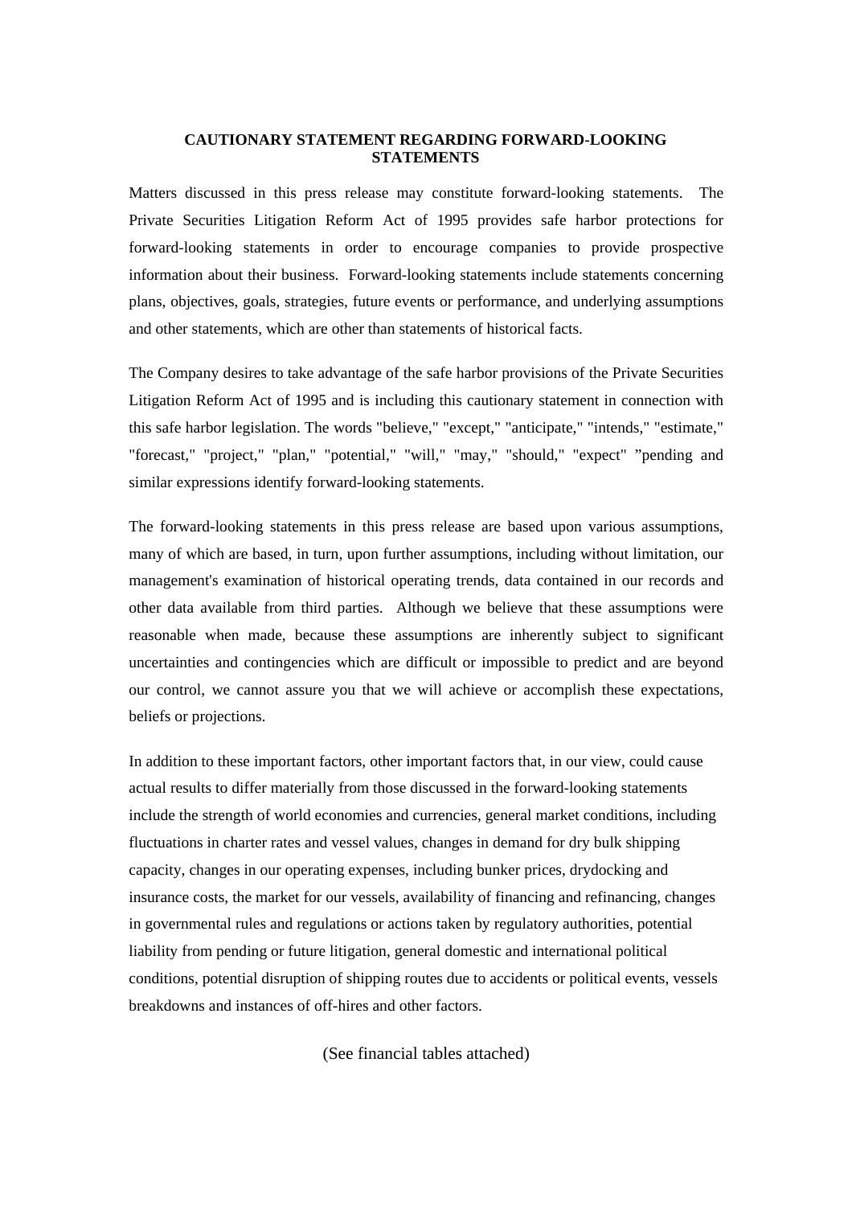## CAUTIONARY STATEMENT REGARDING FORWARD-LOOKING STATEMENTS

Matters discussed in this press release may constitute forward-looking statements. The Private Securities Litigation Reform Act of 1995 provides safe harbor protections for forward-looking statements in order to encourage companies to provide prospective information about their business. Forward-looking statements include statements concerning plans, objectives, goals, strategies, future events or performance, and underlying assumptions and other statements, which are other than statements of historical facts.

The Company desires to take advantage of the safe harbor provisions of the Private Securities Litigation Reform Act of 1995 and is including this cautionary statement in connection with this safe harbor legislation. The words "believe," "except," "anticipate," "intends," "estimate," "forecast," "project," "plan," "potential," "will," "may," "should," "expect" ”pending and similar expressions identify forward-looking statements.

The forward-looking statements in this press release are based upon various assumptions, many of which are based, in turn, upon further assumptions, including without limitation, our management's examination of historical operating trends, data contained in our records and other data available from third parties. Although we believe that these assumptions were reasonable when made, because these assumptions are inherently subject to significant uncertainties and contingencies which are difficult or impossible to predict and are beyond our control, we cannot assure you that we will achieve or accomplish these expectations, beliefs or projections.

In addition to these important factors, other important factors that, in our view, could cause actual results to differ materially from those discussed in the forward-looking statements include the strength of world economies and currencies, general market conditions, including fluctuations in charter rates and vessel values, changes in demand for dry bulk shipping capacity, changes in our operating expenses, including bunker prices, drydocking and insurance costs, the market for our vessels, availability of financing and refinancing, changes in governmental rules and regulations or actions taken by regulatory authorities, potential liability from pending or future litigation, general domestic and international political conditions, potential disruption of shipping routes due to accidents or political events, vessels breakdowns and instances of off-hires and other factors.

(See financial tables attached)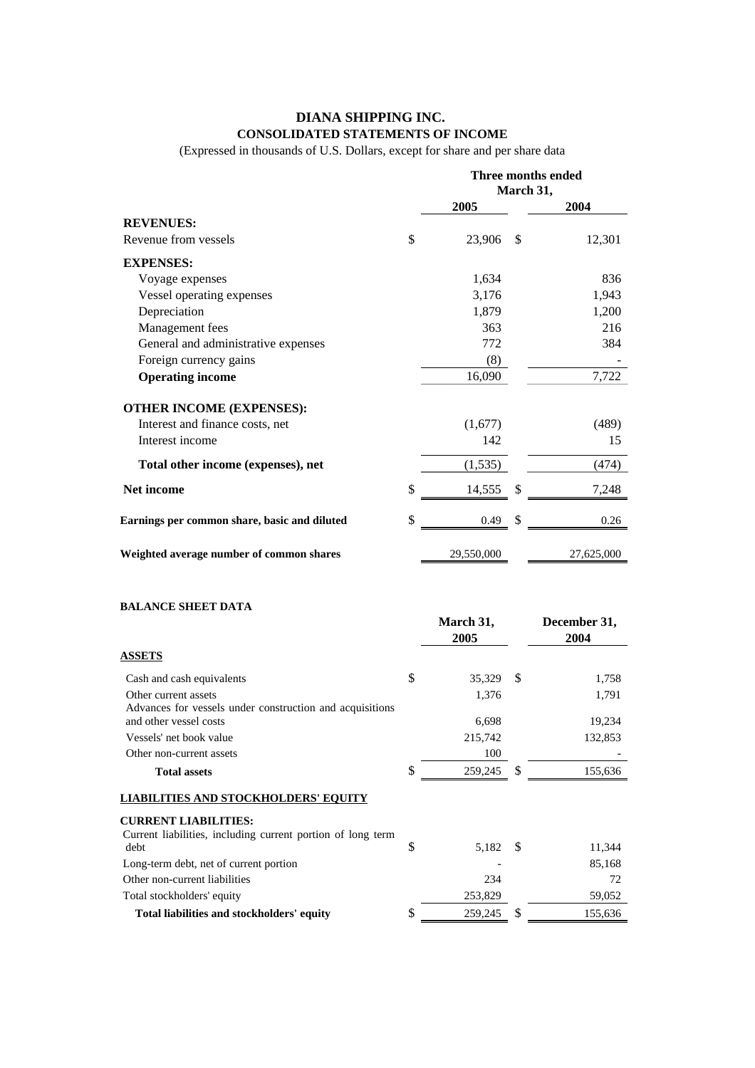# DIANA SHIPPING INC.

## CONSOLIDATED STATEMENTS OF INCOME

(Expressed in thousands of U.S. Dollars, except for share and per share data)

| | Three months ended March 31, | |
|---|---|---|
| | **2005** | **2004** |
| **REVENUES:** | | |
| Revenue from vessels | $ 23,906 | $ 12,301 |
| **EXPENSES:** | | |
| Voyage expenses | 1,634 | 836 |
| Vessel operating expenses | 3,176 | 1,943 |
| Depreciation | 1,879 | 1,200 |
| Management fees | 363 | 216 |
| General and administrative expenses | 772 | 384 |
| Foreign currency gains | (8) | - |
| **Operating income** | 16,090 | 7,722 |
| **OTHER INCOME (EXPENSES):** | | |
| Interest and finance costs, net | (1,677) | (489) |
| Interest income | 142 | 15 |
| **Total other income (expenses), net** | (1,535) | (474) |
| **Net income** | $ 14,555 | $ 7,248 |
| **Earnings per common share, basic and diluted** | $ 0.49 | $ 0.26 |
| **Weighted average number of common shares** | 29,550,000 | 27,625,000 |

**BALANCE SHEET DATA**

| | **March 31, 2005** | **December 31, 2004** |
|---|---|---|
| **ASSETS** | | |
| Cash and cash equivalents | $ 35,329 | $ 1,758 |
| Other current assets | 1,376 | 1,791 |
| Advances for vessels under construction and acquisitions and other vessel costs | 6,698 | 19,234 |
| Vessels' net book value | 215,742 | 132,853 |
| Other non-current assets | 100 | - |
| **Total assets** | $ 259,245 | $ 155,636 |
| **LIABILITIES AND STOCKHOLDERS' EQUITY** | | |
| **CURRENT LIABILITIES:** | | |
| Current liabilities, including current portion of long term debt | $ 5,182 | $ 11,344 |
| Long-term debt, net of current portion | - | 85,168 |
| Other non-current liabilities | 234 | 72 |
| Total stockholders' equity | 253,829 | 59,052 |
| **Total liabilities and stockholders' equity** | $ 259,245 | $ 155,636 |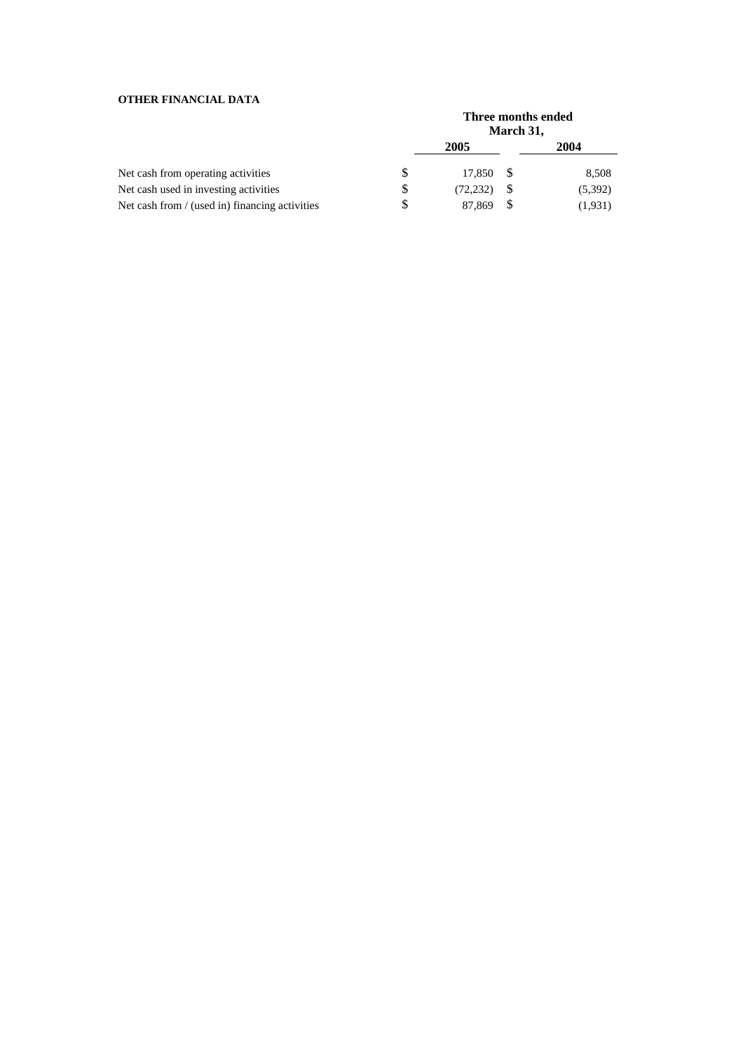**OTHER FINANCIAL DATA**

| | Three months ended March 31, | |
|---|---|---|
| | 2005 | 2004 |
| Net cash from operating activities | $ 17,850 | $ 8,508 |
| Net cash used in investing activities | $ (72,232) | $ (5,392) |
| Net cash from / (used in) financing activities | $ 87,869 | $ (1,931) |